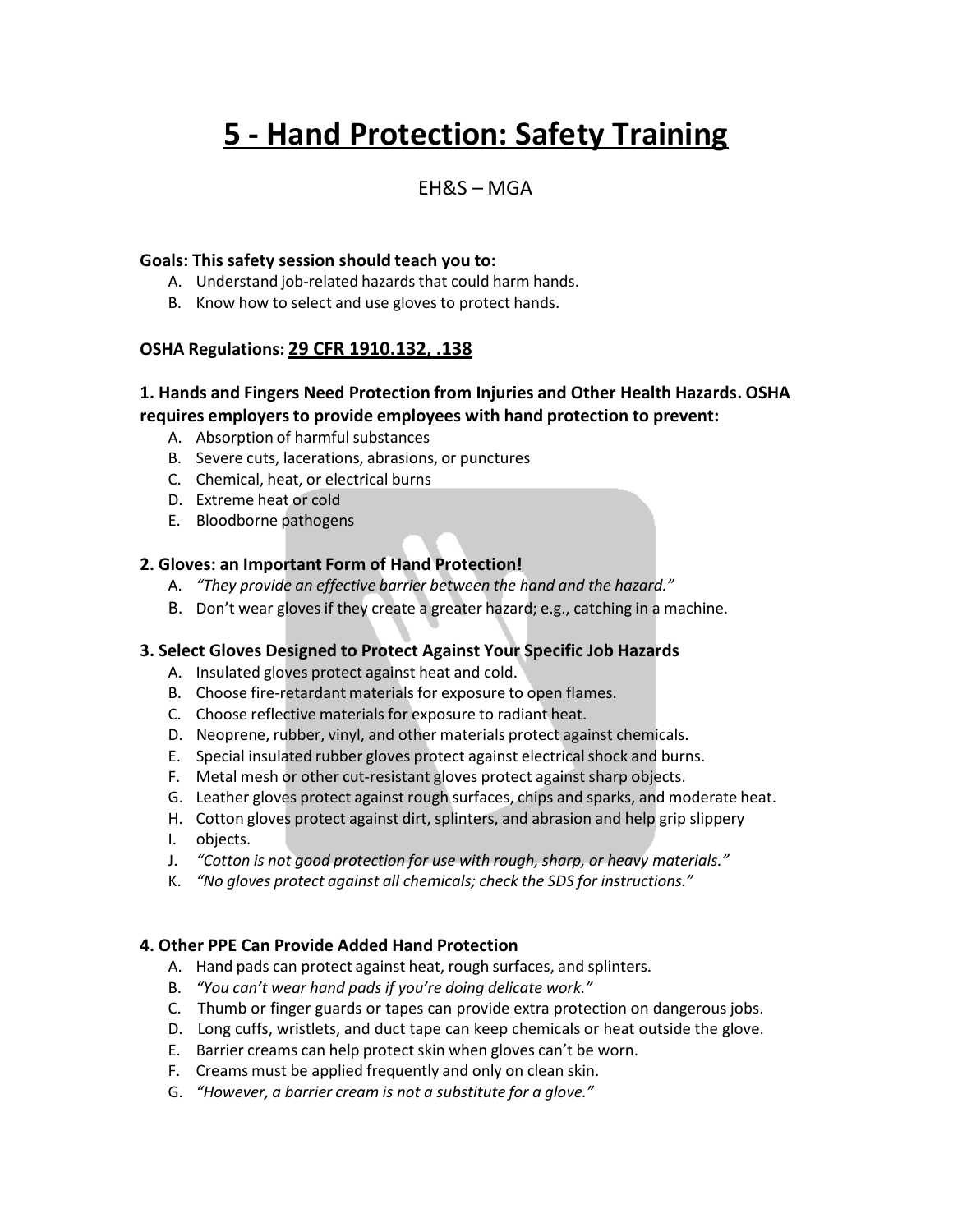# 5 - Hand Protection: Safety Training

EH&S – MGA

**Goals: This safety session should teach you to:**

A. Understand job-related hazards that could harm hands.
B. Know how to select and use gloves to protect hands.

**OSHA Regulations: 29 CFR 1910.132, .138**

### 1. Hands and Fingers Need Protection from Injuries and Other Health Hazards. OSHA requires employers to provide employees with hand protection to prevent:

A. Absorption of harmful substances
B. Severe cuts, lacerations, abrasions, or punctures
C. Chemical, heat, or electrical burns
D. Extreme heat or cold
E. Bloodborne pathogens

### 2. Gloves: an Important Form of Hand Protection!

A. *"They provide an effective barrier between the hand and the hazard."*
B. Don't wear gloves if they create a greater hazard; e.g., catching in a machine.

### 3. Select Gloves Designed to Protect Against Your Specific Job Hazards

A. Insulated gloves protect against heat and cold.
B. Choose fire-retardant materials for exposure to open flames.
C. Choose reflective materials for exposure to radiant heat.
D. Neoprene, rubber, vinyl, and other materials protect against chemicals.
E. Special insulated rubber gloves protect against electrical shock and burns.
F. Metal mesh or other cut-resistant gloves protect against sharp objects.
G. Leather gloves protect against rough surfaces, chips and sparks, and moderate heat.
H. Cotton gloves protect against dirt, splinters, and abrasion and help grip slippery
I. objects.
J. *"Cotton is not good protection for use with rough, sharp, or heavy materials."*
K. *"No gloves protect against all chemicals; check the SDS for instructions."*

### 4. Other PPE Can Provide Added Hand Protection

A. Hand pads can protect against heat, rough surfaces, and splinters.
B. *"You can't wear hand pads if you're doing delicate work."*
C. Thumb or finger guards or tapes can provide extra protection on dangerous jobs.
D. Long cuffs, wristlets, and duct tape can keep chemicals or heat outside the glove.
E. Barrier creams can help protect skin when gloves can't be worn.
F. Creams must be applied frequently and only on clean skin.
G. *"However, a barrier cream is not a substitute for a glove."*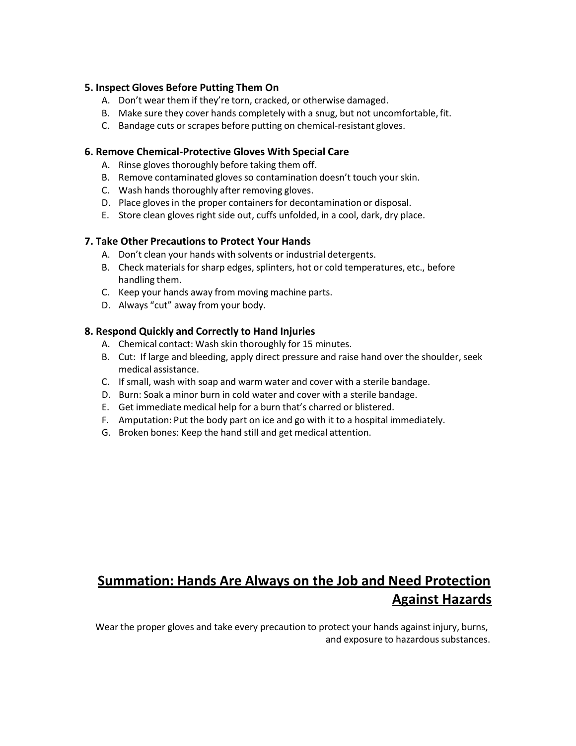### 5. Inspect Gloves Before Putting Them On

A. Don't wear them if they're torn, cracked, or otherwise damaged.
B. Make sure they cover hands completely with a snug, but not uncomfortable, fit.
C. Bandage cuts or scrapes before putting on chemical-resistant gloves.

### 6. Remove Chemical-Protective Gloves With Special Care

A. Rinse gloves thoroughly before taking them off.
B. Remove contaminated gloves so contamination doesn't touch your skin.
C. Wash hands thoroughly after removing gloves.
D. Place gloves in the proper containers for decontamination or disposal.
E. Store clean gloves right side out, cuffs unfolded, in a cool, dark, dry place.

### 7. Take Other Precautions to Protect Your Hands

A. Don't clean your hands with solvents or industrial detergents.
B. Check materials for sharp edges, splinters, hot or cold temperatures, etc., before handling them.
C. Keep your hands away from moving machine parts.
D. Always "cut" away from your body.

### 8. Respond Quickly and Correctly to Hand Injuries

A. Chemical contact: Wash skin thoroughly for 15 minutes.
B. Cut: If large and bleeding, apply direct pressure and raise hand over the shoulder, seek medical assistance.
C. If small, wash with soap and warm water and cover with a sterile bandage.
D. Burn: Soak a minor burn in cold water and cover with a sterile bandage.
E. Get immediate medical help for a burn that's charred or blistered.
F. Amputation: Put the body part on ice and go with it to a hospital immediately.
G. Broken bones: Keep the hand still and get medical attention.

## Summation: Hands Are Always on the Job and Need Protection Against Hazards

Wear the proper gloves and take every precaution to protect your hands against injury, burns, and exposure to hazardous substances.